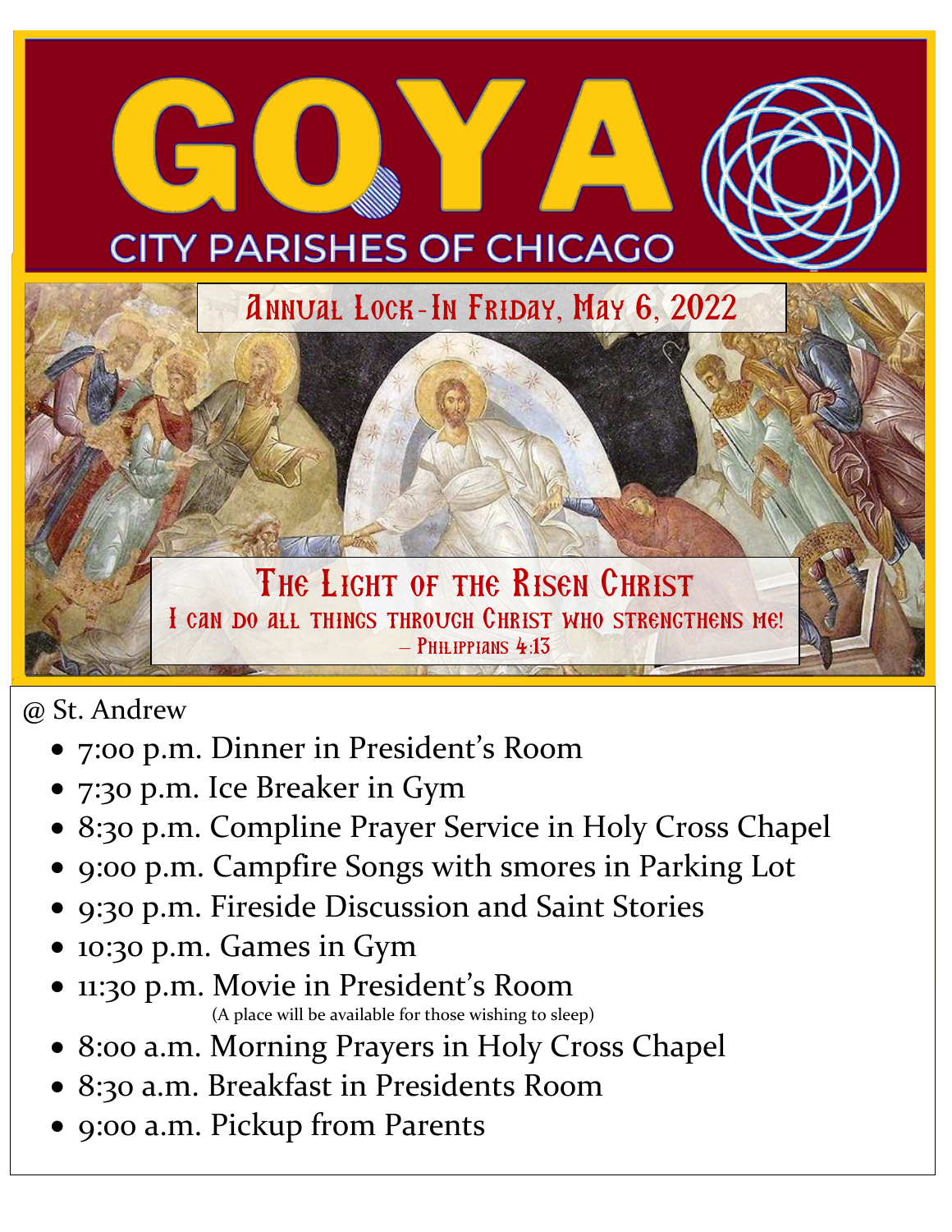# GOYA

CITY PARISHES OF CHICAGO

## Annual Lock-In Friday, May 6, 2022

## The Light of the Risen Christ

I can do all things through Christ who strengthens me!

– Philippians 4:13

@ St. Andrew

- 7:00 p.m. Dinner in President's Room
- 7:30 p.m. Ice Breaker in Gym
- 8:30 p.m. Compline Prayer Service in Holy Cross Chapel
- 9:00 p.m. Campfire Songs with smores in Parking Lot
- 9:30 p.m. Fireside Discussion and Saint Stories
- 10:30 p.m. Games in Gym
- 11:30 p.m. Movie in President's Room
  (A place will be available for those wishing to sleep)
- 8:00 a.m. Morning Prayers in Holy Cross Chapel
- 8:30 a.m. Breakfast in Presidents Room
- 9:00 a.m. Pickup from Parents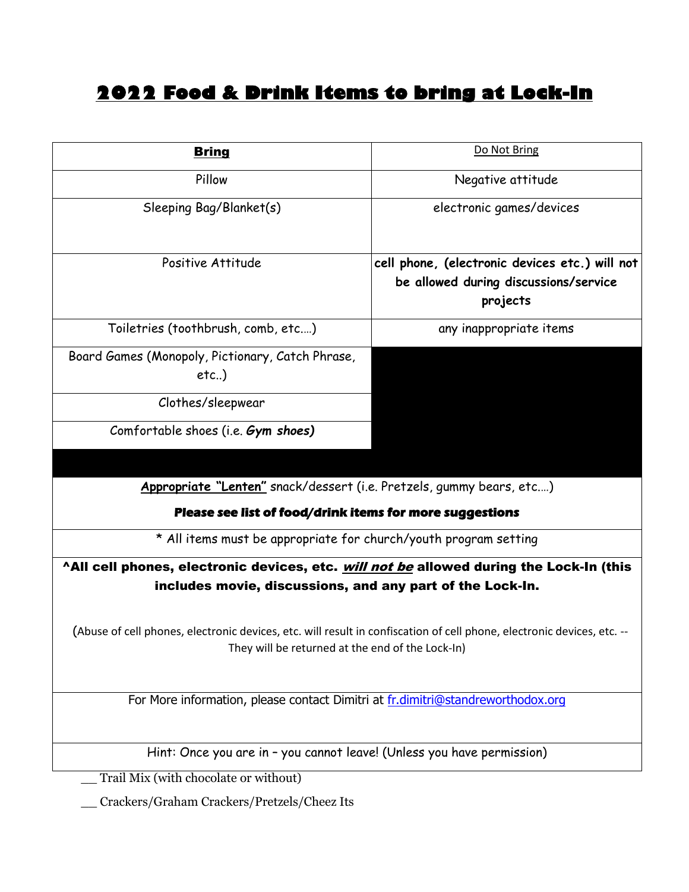# 2022 Food & Drink Items to bring at Lock-In

| **Bring** | Do Not Bring |
|---|---|
| Pillow | Negative attitude |
| Sleeping Bag/Blanket(s) | electronic games/devices |
| Positive Attitude | **cell phone, (electronic devices etc.) will not be allowed during discussions/service projects** |
| Toiletries (toothbrush, comb, etc.…) | any inappropriate items |
| Board Games (Monopoly, Pictionary, Catch Phrase, etc..) | |
| Clothes/sleepwear | |
| Comfortable shoes (i.e. ***Gym shoes)*** | |

**Appropriate "Lenten"** snack/dessert (i.e. Pretzels, gummy bears, etc.…)

**Please see list of food/drink items for more suggestions**

\* All items must be appropriate for church/youth program setting

**^All cell phones, electronic devices, etc. *will not be* allowed during the Lock-In (this includes movie, discussions, and any part of the Lock-In.**

(Abuse of cell phones, electronic devices, etc. will result in confiscation of cell phone, electronic devices, etc. -- They will be returned at the end of the Lock-In)

For More information, please contact Dimitri at fr.dimitri@standreworthodox.org

Hint: Once you are in – you cannot leave! (Unless you have permission)

__ Trail Mix (with chocolate or without)

__ Crackers/Graham Crackers/Pretzels/Cheez Its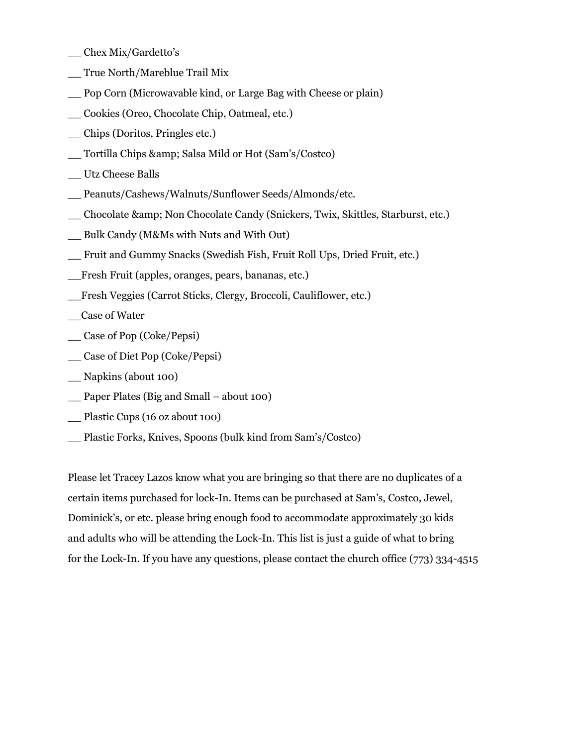__ Chex Mix/Gardetto's

__ True North/Mareblue Trail Mix

__ Pop Corn (Microwavable kind, or Large Bag with Cheese or plain)

__ Cookies (Oreo, Chocolate Chip, Oatmeal, etc.)

__ Chips (Doritos, Pringles etc.)

__ Tortilla Chips &amp; Salsa Mild or Hot (Sam's/Costco)

__ Utz Cheese Balls

__ Peanuts/Cashews/Walnuts/Sunflower Seeds/Almonds/etc.

__ Chocolate &amp; Non Chocolate Candy (Snickers, Twix, Skittles, Starburst, etc.)

__ Bulk Candy (M&Ms with Nuts and With Out)

__ Fruit and Gummy Snacks (Swedish Fish, Fruit Roll Ups, Dried Fruit, etc.)

__Fresh Fruit (apples, oranges, pears, bananas, etc.)

__Fresh Veggies (Carrot Sticks, Clergy, Broccoli, Cauliflower, etc.)

__Case of Water

__ Case of Pop (Coke/Pepsi)

__ Case of Diet Pop (Coke/Pepsi)

__ Napkins (about 100)

__ Paper Plates (Big and Small – about 100)

__ Plastic Cups (16 oz about 100)

__ Plastic Forks, Knives, Spoons (bulk kind from Sam's/Costco)

Please let Tracey Lazos know what you are bringing so that there are no duplicates of a certain items purchased for lock-In. Items can be purchased at Sam's, Costco, Jewel, Dominick's, or etc. please bring enough food to accommodate approximately 30 kids and adults who will be attending the Lock-In. This list is just a guide of what to bring for the Lock-In. If you have any questions, please contact the church office (773) 334-4515